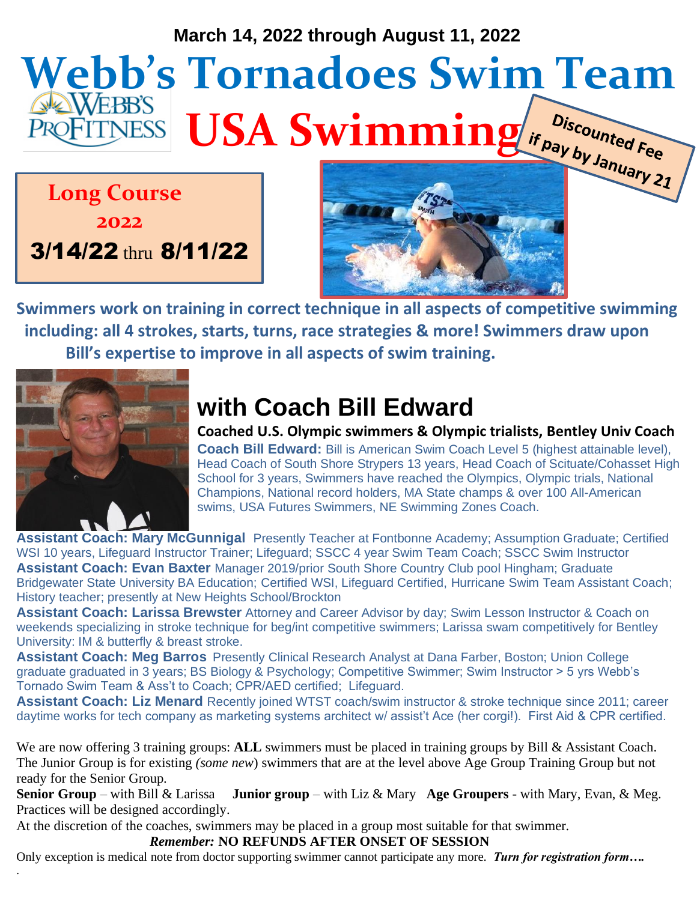**March 14, 2022 through August 11, 2022**

# Webb's Tornadoes Swim Team

WEBB'S PROFITNESS

# USA Swimming

**Discounted Fee if pay by January 21**

**Long Course 2022**

**3/14/22 thru 8/11/22**

**Swimmers work on training in correct technique in all aspects of competitive swimming including: all 4 strokes, starts, turns, race strategies & more! Swimmers draw upon Bill's expertise to improve in all aspects of swim training.**

## with Coach Bill Edward

**Coached U.S. Olympic swimmers & Olympic trialists, Bentley Univ Coach**

**Coach Bill Edward:** Bill is American Swim Coach Level 5 (highest attainable level), Head Coach of South Shore Strypers 13 years, Head Coach of Scituate/Cohasset High School for 3 years, Swimmers have reached the Olympics, Olympic trials, National Champions, National record holders, MA State champs & over 100 All-American swims, USA Futures Swimmers, NE Swimming Zones Coach.

**Assistant Coach: Mary McGunnigal** Presently Teacher at Fontbonne Academy; Assumption Graduate; Certified WSI 10 years, Lifeguard Instructor Trainer; Lifeguard; SSCC 4 year Swim Team Coach; SSCC Swim Instructor

**Assistant Coach: Evan Baxter** Manager 2019/prior South Shore Country Club pool Hingham; Graduate Bridgewater State University BA Education; Certified WSI, Lifeguard Certified, Hurricane Swim Team Assistant Coach; History teacher; presently at New Heights School/Brockton

**Assistant Coach: Larissa Brewster** Attorney and Career Advisor by day; Swim Lesson Instructor & Coach on weekends specializing in stroke technique for beg/int competitive swimmers; Larissa swam competitively for Bentley University: IM & butterfly & breast stroke.

**Assistant Coach: Meg Barros** Presently Clinical Research Analyst at Dana Farber, Boston; Union College graduate graduated in 3 years; BS Biology & Psychology; Competitive Swimmer; Swim Instructor > 5 yrs Webb's Tornado Swim Team & Ass't to Coach; CPR/AED certified; Lifeguard.

**Assistant Coach: Liz Menard** Recently joined WTST coach/swim instructor & stroke technique since 2011; career daytime works for tech company as marketing systems architect w/ assist't Ace (her corgi!). First Aid & CPR certified.

We are now offering 3 training groups: **ALL** swimmers must be placed in training groups by Bill & Assistant Coach. The Junior Group is for existing *(some new)* swimmers that are at the level above Age Group Training Group but not ready for the Senior Group.

**Senior Group** – with Bill & Larissa **Junior group** – with Liz & Mary **Age Groupers** - with Mary, Evan, & Meg. Practices will be designed accordingly.

At the discretion of the coaches, swimmers may be placed in a group most suitable for that swimmer.

***Remember:* NO REFUNDS AFTER ONSET OF SESSION**

Only exception is medical note from doctor supporting swimmer cannot participate any more. ***Turn for registration form….***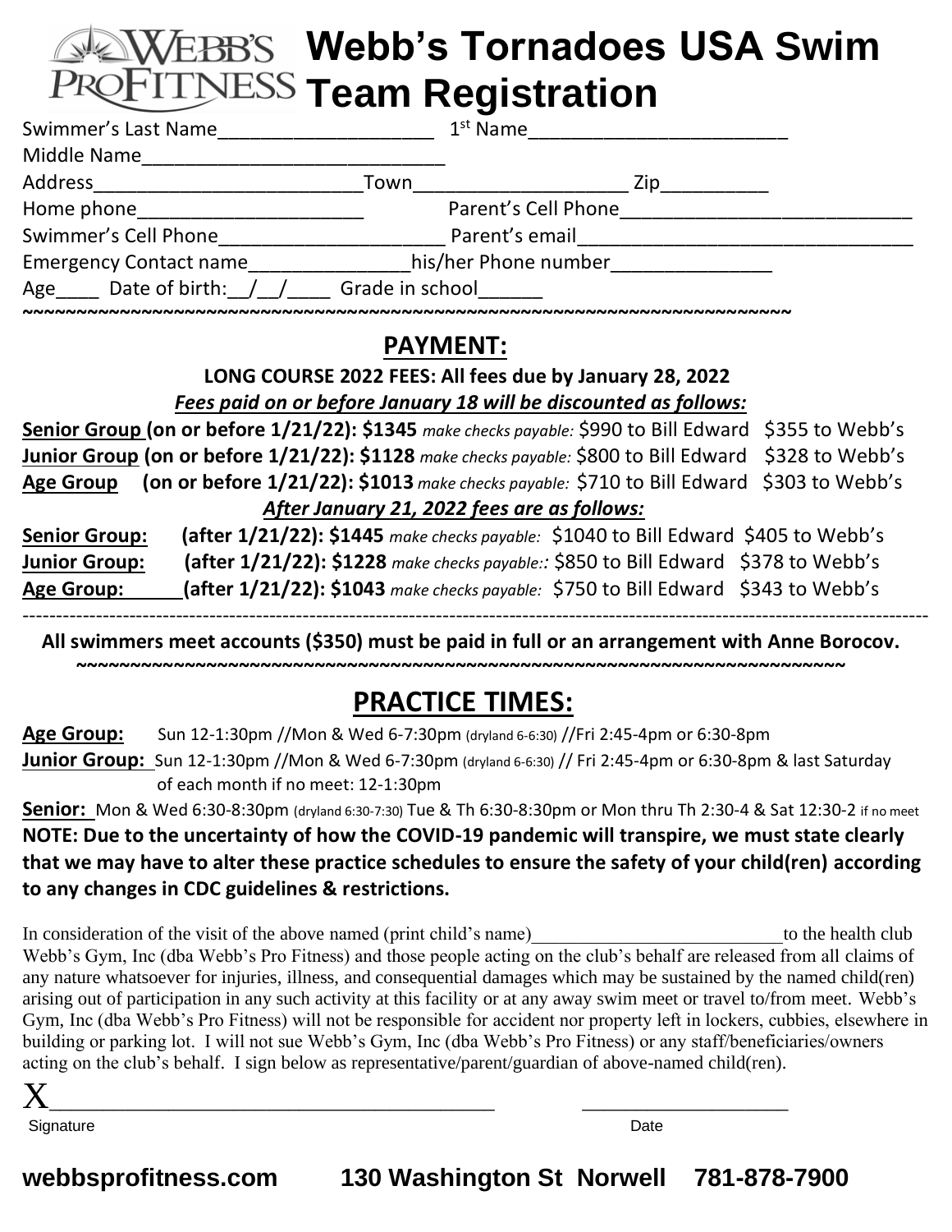# Webb's Tornadoes USA Swim Team Registration

Swimmer's Last Name____________________ 1st Name________________________

Middle Name____________________________

Address_________________________Town____________________ Zip__________

Home phone_____________________ Parent's Cell Phone___________________________

Swimmer's Cell Phone_____________________ Parent's email_______________________________

Emergency Contact name_______________his/her Phone number_______________

Age____ Date of birth:__/__/____ Grade in school______

~~~~~~~~~~~~~~~~~~~~~~~~~~~~~~~~~~~~~~~~~~~~~~~~~~~~~~~~~~~~~~~~~~~~~~~~

## PAYMENT:

**LONG COURSE 2022 FEES: All fees due by January 28, 2022**

***Fees paid on or before January 18 will be discounted as follows:***

**Senior Group (on or before 1/21/22): $1345** *make checks payable:* $990 to Bill Edward $355 to Webb's

**Junior Group (on or before 1/21/22): $1128** *make checks payable:* $800 to Bill Edward $328 to Webb's

**Age Group (on or before 1/21/22): $1013** *make checks payable:* $710 to Bill Edward $303 to Webb's

***After January 21, 2022 fees are as follows:***

**Senior Group: (after 1/21/22): $1445** *make checks payable:* $1040 to Bill Edward $405 to Webb's

**Junior Group: (after 1/21/22): $1228** *make checks payable::* $850 to Bill Edward $378 to Webb's

**Age Group: (after 1/21/22): $1043** *make checks payable:* $750 to Bill Edward $343 to Webb's

---

**All swimmers meet accounts ($350) must be paid in full or an arrangement with Anne Borocov.**

~~~~~~~~~~~~~~~~~~~~~~~~~~~~~~~~~~~~~~~~~~~~~~~~~~~~~~~~~~~~~~~~~~~~~~~~

## PRACTICE TIMES:

**Age Group:** Sun 12-1:30pm //Mon & Wed 6-7:30pm (dryland 6-6:30) //Fri 2:45-4pm or 6:30-8pm

**Junior Group:** Sun 12-1:30pm //Mon & Wed 6-7:30pm (dryland 6-6:30) // Fri 2:45-4pm or 6:30-8pm & last Saturday of each month if no meet: 12-1:30pm

**Senior:** Mon & Wed 6:30-8:30pm (dryland 6:30-7:30) Tue & Th 6:30-8:30pm or Mon thru Th 2:30-4 & Sat 12:30-2 if no meet

**NOTE: Due to the uncertainty of how the COVID-19 pandemic will transpire, we must state clearly that we may have to alter these practice schedules to ensure the safety of your child(ren) according to any changes in CDC guidelines & restrictions.**

In consideration of the visit of the above named (print child's name)___________________________to the health club Webb's Gym, Inc (dba Webb's Pro Fitness) and those people acting on the club's behalf are released from all claims of any nature whatsoever for injuries, illness, and consequential damages which may be sustained by the named child(ren) arising out of participation in any such activity at this facility or at any away swim meet or travel to/from meet. Webb's Gym, Inc (dba Webb's Pro Fitness) will not be responsible for accident nor property left in lockers, cubbies, elsewhere in building or parking lot. I will not sue Webb's Gym, Inc (dba Webb's Pro Fitness) or any staff/beneficiaries/owners acting on the club's behalf. I sign below as representative/parent/guardian of above-named child(ren).

X_____________________________________ ___________________

Signature Date

**webbsprofitness.com 130 Washington St Norwell 781-878-7900**